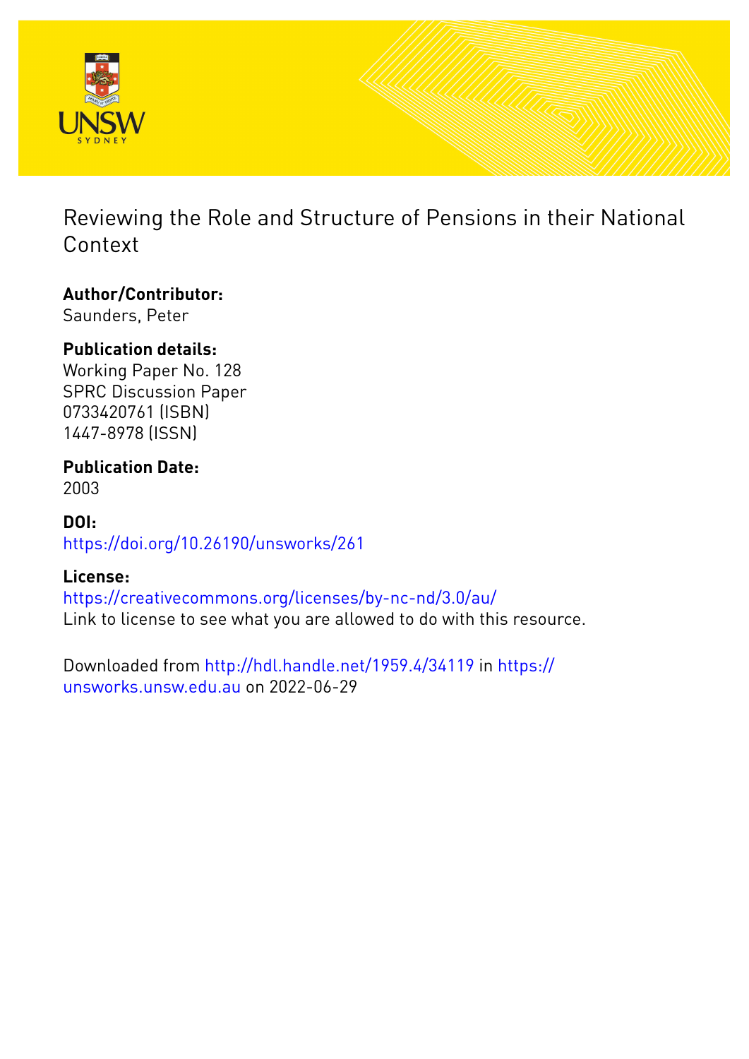# Reviewing the Role and Structure of Pensions in their National Context

**Author/Contributor:**
Saunders, Peter

**Publication details:**
Working Paper No. 128
SPRC Discussion Paper
0733420761 (ISBN)
1447-8978 (ISSN)

**Publication Date:**
2003

**DOI:**
https://doi.org/10.26190/unsworks/261

**License:**
https://creativecommons.org/licenses/by-nc-nd/3.0/au/
Link to license to see what you are allowed to do with this resource.

Downloaded from http://hdl.handle.net/1959.4/34119 in https://unsworks.unsw.edu.au on 2022-06-29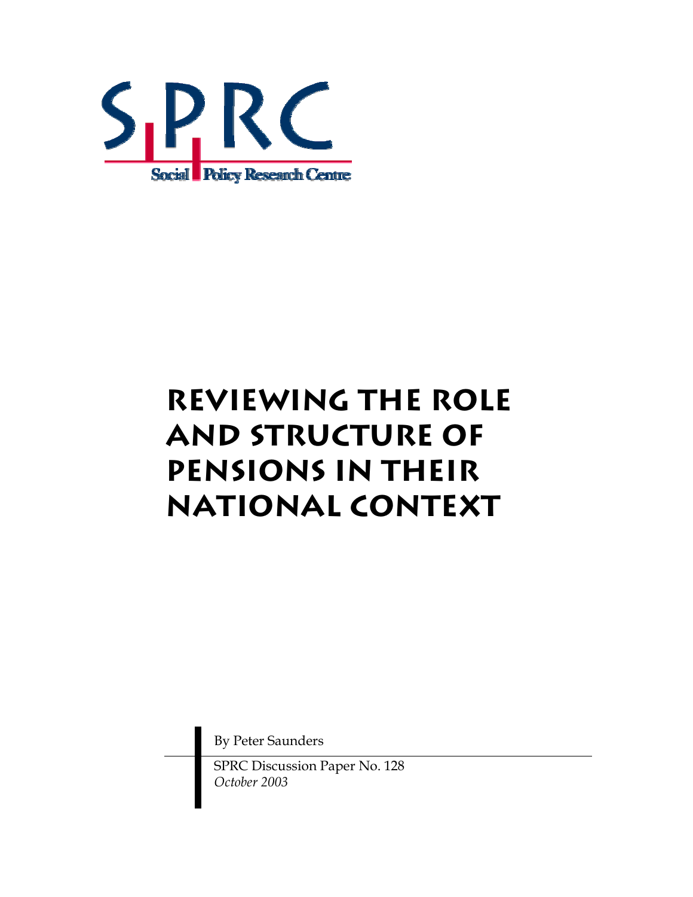SPRC

Social Policy Research Centre

# Reviewing the Role and Structure of Pensions in Their National Context

By Peter Saunders

SPRC Discussion Paper No. 128
*October 2003*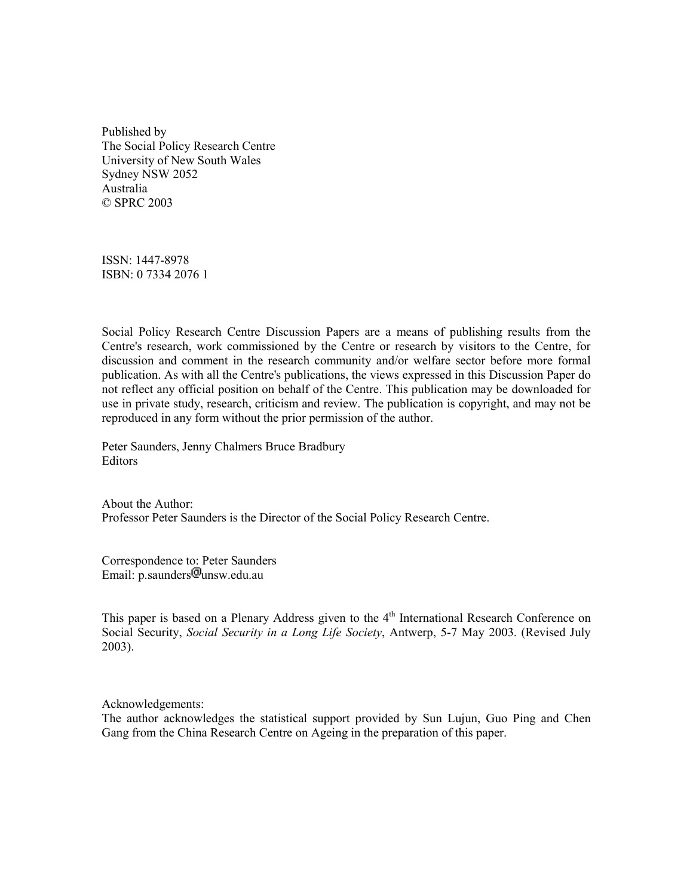Published by  
The Social Policy Research Centre  
University of New South Wales  
Sydney NSW 2052  
Australia  
© SPRC 2003

ISSN: 1447-8978  
ISBN: 0 7334 2076 1

Social Policy Research Centre Discussion Papers are a means of publishing results from the Centre's research, work commissioned by the Centre or research by visitors to the Centre, for discussion and comment in the research community and/or welfare sector before more formal publication. As with all the Centre's publications, the views expressed in this Discussion Paper do not reflect any official position on behalf of the Centre. This publication may be downloaded for use in private study, research, criticism and review. The publication is copyright, and may not be reproduced in any form without the prior permission of the author.

Peter Saunders, Jenny Chalmers Bruce Bradbury  
Editors

About the Author:  
Professor Peter Saunders is the Director of the Social Policy Research Centre.

Correspondence to: Peter Saunders  
Email: p.saunders@unsw.edu.au

This paper is based on a Plenary Address given to the 4th International Research Conference on Social Security, *Social Security in a Long Life Society*, Antwerp, 5-7 May 2003. (Revised July 2003).

Acknowledgements:  
The author acknowledges the statistical support provided by Sun Lujun, Guo Ping and Chen Gang from the China Research Centre on Ageing in the preparation of this paper.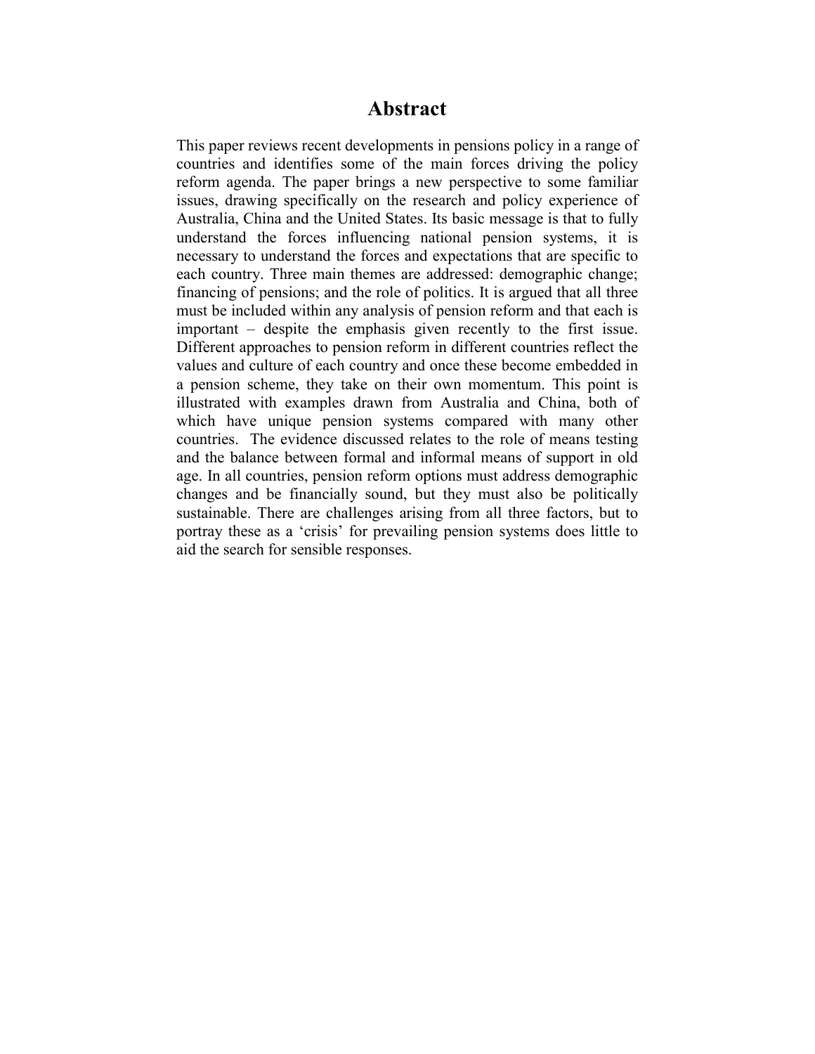# Abstract

This paper reviews recent developments in pensions policy in a range of countries and identifies some of the main forces driving the policy reform agenda. The paper brings a new perspective to some familiar issues, drawing specifically on the research and policy experience of Australia, China and the United States. Its basic message is that to fully understand the forces influencing national pension systems, it is necessary to understand the forces and expectations that are specific to each country. Three main themes are addressed: demographic change; financing of pensions; and the role of politics. It is argued that all three must be included within any analysis of pension reform and that each is important – despite the emphasis given recently to the first issue. Different approaches to pension reform in different countries reflect the values and culture of each country and once these become embedded in a pension scheme, they take on their own momentum. This point is illustrated with examples drawn from Australia and China, both of which have unique pension systems compared with many other countries. The evidence discussed relates to the role of means testing and the balance between formal and informal means of support in old age. In all countries, pension reform options must address demographic changes and be financially sound, but they must also be politically sustainable. There are challenges arising from all three factors, but to portray these as a 'crisis' for prevailing pension systems does little to aid the search for sensible responses.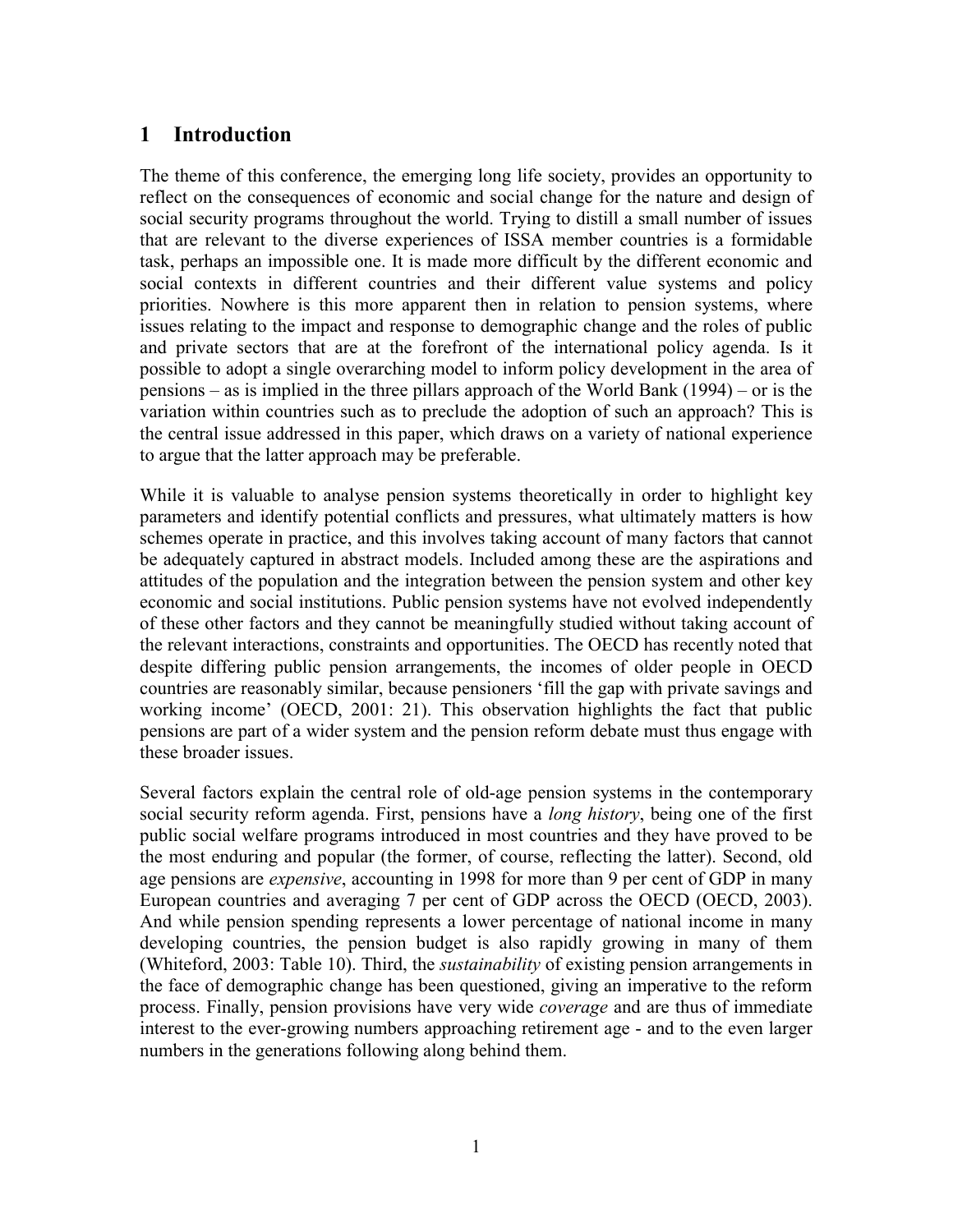## 1 Introduction

The theme of this conference, the emerging long life society, provides an opportunity to reflect on the consequences of economic and social change for the nature and design of social security programs throughout the world. Trying to distill a small number of issues that are relevant to the diverse experiences of ISSA member countries is a formidable task, perhaps an impossible one. It is made more difficult by the different economic and social contexts in different countries and their different value systems and policy priorities. Nowhere is this more apparent then in relation to pension systems, where issues relating to the impact and response to demographic change and the roles of public and private sectors that are at the forefront of the international policy agenda. Is it possible to adopt a single overarching model to inform policy development in the area of pensions – as is implied in the three pillars approach of the World Bank (1994) – or is the variation within countries such as to preclude the adoption of such an approach? This is the central issue addressed in this paper, which draws on a variety of national experience to argue that the latter approach may be preferable.

While it is valuable to analyse pension systems theoretically in order to highlight key parameters and identify potential conflicts and pressures, what ultimately matters is how schemes operate in practice, and this involves taking account of many factors that cannot be adequately captured in abstract models. Included among these are the aspirations and attitudes of the population and the integration between the pension system and other key economic and social institutions. Public pension systems have not evolved independently of these other factors and they cannot be meaningfully studied without taking account of the relevant interactions, constraints and opportunities. The OECD has recently noted that despite differing public pension arrangements, the incomes of older people in OECD countries are reasonably similar, because pensioners 'fill the gap with private savings and working income' (OECD, 2001: 21). This observation highlights the fact that public pensions are part of a wider system and the pension reform debate must thus engage with these broader issues.

Several factors explain the central role of old-age pension systems in the contemporary social security reform agenda. First, pensions have a *long history*, being one of the first public social welfare programs introduced in most countries and they have proved to be the most enduring and popular (the former, of course, reflecting the latter). Second, old age pensions are *expensive*, accounting in 1998 for more than 9 per cent of GDP in many European countries and averaging 7 per cent of GDP across the OECD (OECD, 2003). And while pension spending represents a lower percentage of national income in many developing countries, the pension budget is also rapidly growing in many of them (Whiteford, 2003: Table 10). Third, the *sustainability* of existing pension arrangements in the face of demographic change has been questioned, giving an imperative to the reform process. Finally, pension provisions have very wide *coverage* and are thus of immediate interest to the ever-growing numbers approaching retirement age - and to the even larger numbers in the generations following along behind them.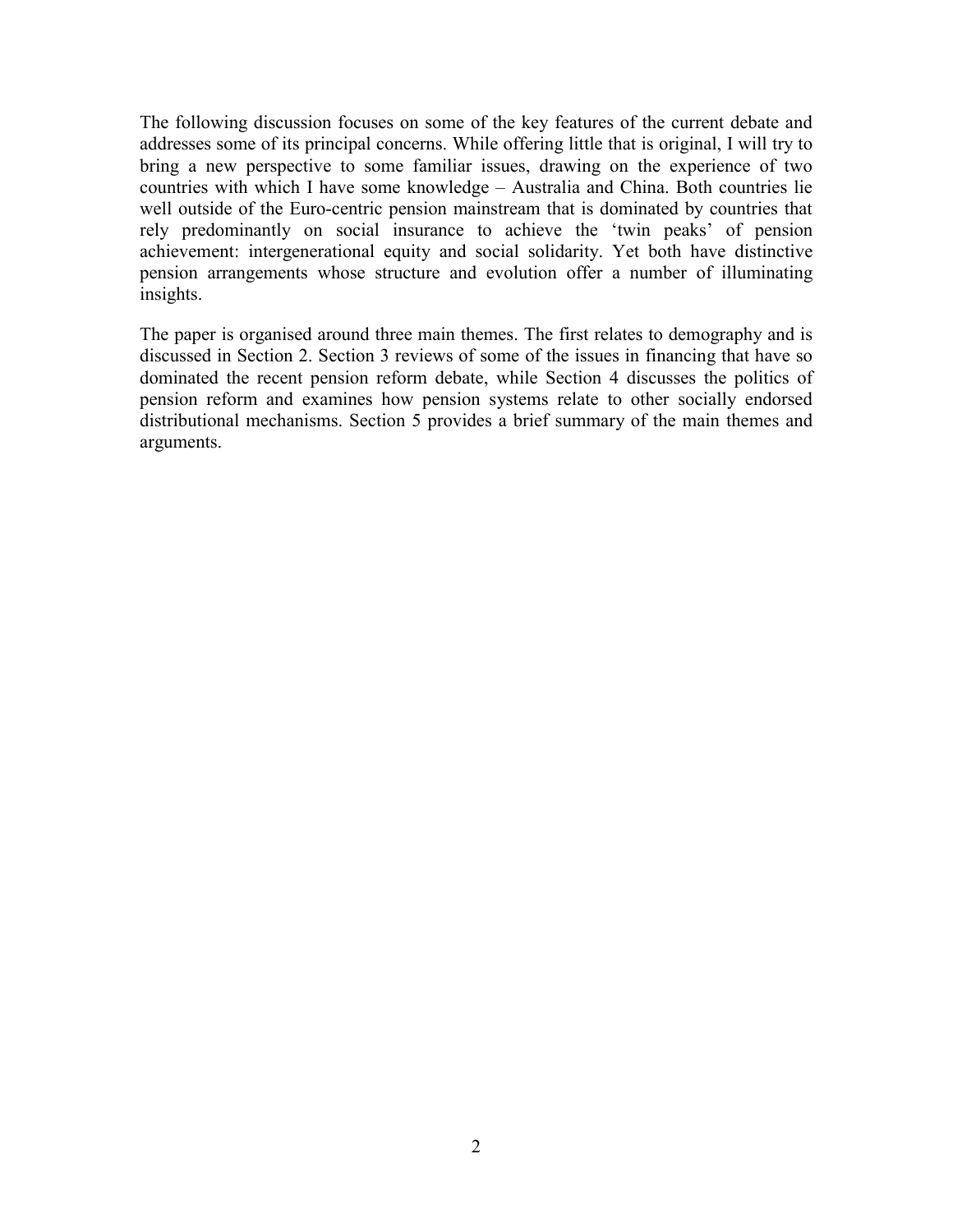The following discussion focuses on some of the key features of the current debate and addresses some of its principal concerns. While offering little that is original, I will try to bring a new perspective to some familiar issues, drawing on the experience of two countries with which I have some knowledge – Australia and China. Both countries lie well outside of the Euro-centric pension mainstream that is dominated by countries that rely predominantly on social insurance to achieve the 'twin peaks' of pension achievement: intergenerational equity and social solidarity. Yet both have distinctive pension arrangements whose structure and evolution offer a number of illuminating insights.

The paper is organised around three main themes. The first relates to demography and is discussed in Section 2. Section 3 reviews of some of the issues in financing that have so dominated the recent pension reform debate, while Section 4 discusses the politics of pension reform and examines how pension systems relate to other socially endorsed distributional mechanisms. Section 5 provides a brief summary of the main themes and arguments.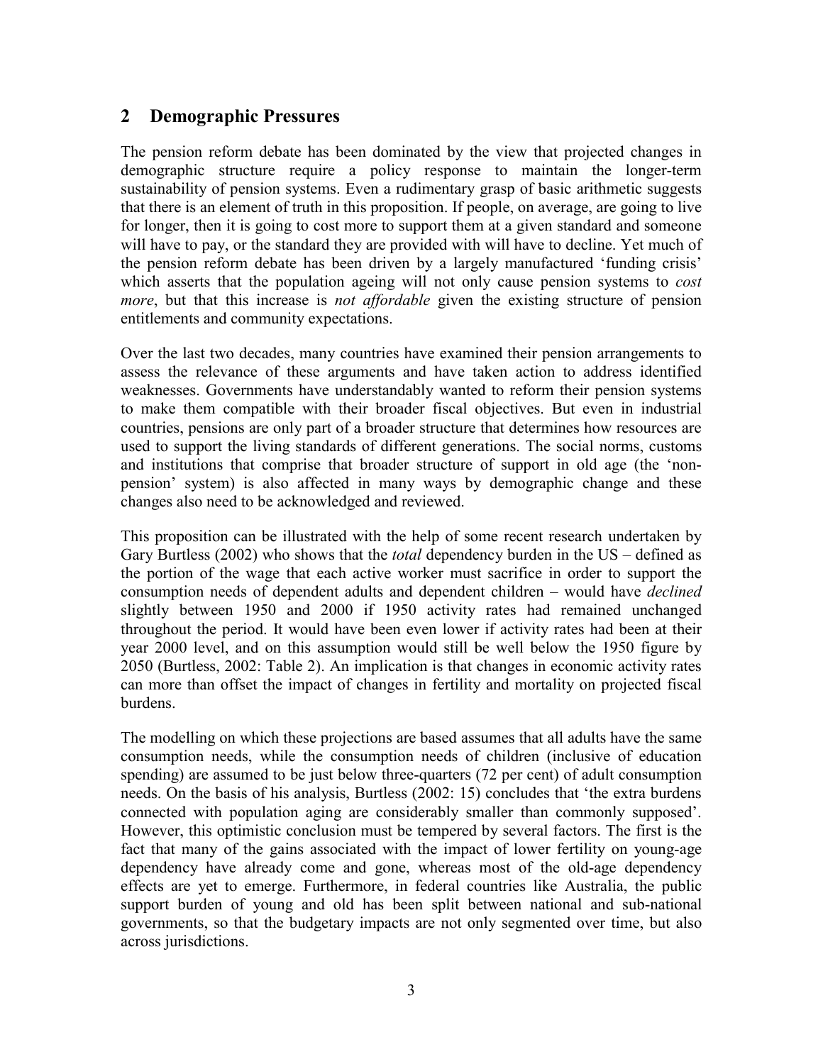## 2 Demographic Pressures

The pension reform debate has been dominated by the view that projected changes in demographic structure require a policy response to maintain the longer-term sustainability of pension systems. Even a rudimentary grasp of basic arithmetic suggests that there is an element of truth in this proposition. If people, on average, are going to live for longer, then it is going to cost more to support them at a given standard and someone will have to pay, or the standard they are provided with will have to decline. Yet much of the pension reform debate has been driven by a largely manufactured 'funding crisis' which asserts that the population ageing will not only cause pension systems to *cost more*, but that this increase is *not affordable* given the existing structure of pension entitlements and community expectations.

Over the last two decades, many countries have examined their pension arrangements to assess the relevance of these arguments and have taken action to address identified weaknesses. Governments have understandably wanted to reform their pension systems to make them compatible with their broader fiscal objectives. But even in industrial countries, pensions are only part of a broader structure that determines how resources are used to support the living standards of different generations. The social norms, customs and institutions that comprise that broader structure of support in old age (the 'non-pension' system) is also affected in many ways by demographic change and these changes also need to be acknowledged and reviewed.

This proposition can be illustrated with the help of some recent research undertaken by Gary Burtless (2002) who shows that the *total* dependency burden in the US – defined as the portion of the wage that each active worker must sacrifice in order to support the consumption needs of dependent adults and dependent children – would have *declined* slightly between 1950 and 2000 if 1950 activity rates had remained unchanged throughout the period. It would have been even lower if activity rates had been at their year 2000 level, and on this assumption would still be well below the 1950 figure by 2050 (Burtless, 2002: Table 2). An implication is that changes in economic activity rates can more than offset the impact of changes in fertility and mortality on projected fiscal burdens.

The modelling on which these projections are based assumes that all adults have the same consumption needs, while the consumption needs of children (inclusive of education spending) are assumed to be just below three-quarters (72 per cent) of adult consumption needs. On the basis of his analysis, Burtless (2002: 15) concludes that 'the extra burdens connected with population aging are considerably smaller than commonly supposed'. However, this optimistic conclusion must be tempered by several factors. The first is the fact that many of the gains associated with the impact of lower fertility on young-age dependency have already come and gone, whereas most of the old-age dependency effects are yet to emerge. Furthermore, in federal countries like Australia, the public support burden of young and old has been split between national and sub-national governments, so that the budgetary impacts are not only segmented over time, but also across jurisdictions.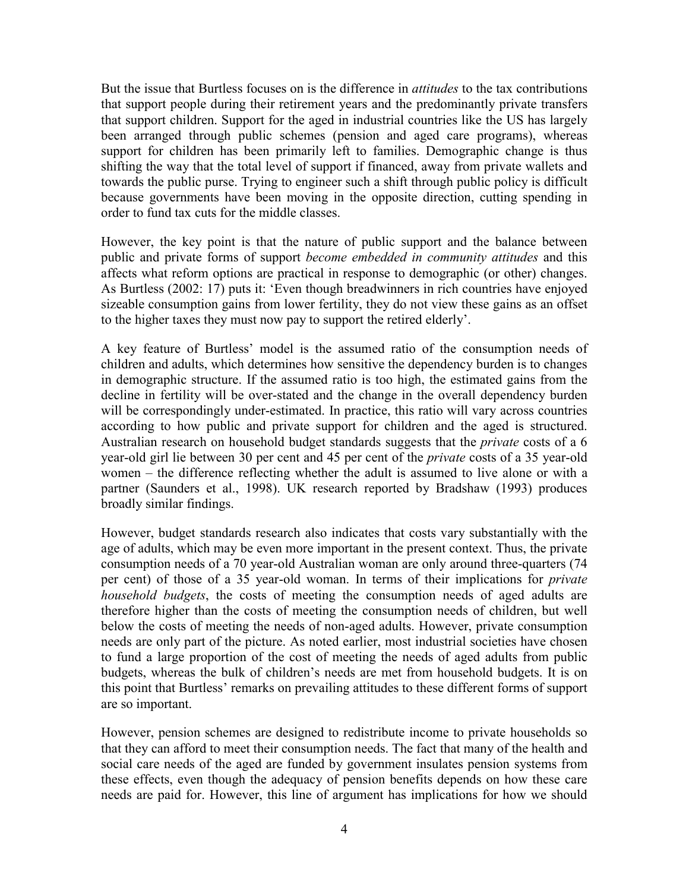But the issue that Burtless focuses on is the difference in *attitudes* to the tax contributions that support people during their retirement years and the predominantly private transfers that support children. Support for the aged in industrial countries like the US has largely been arranged through public schemes (pension and aged care programs), whereas support for children has been primarily left to families. Demographic change is thus shifting the way that the total level of support if financed, away from private wallets and towards the public purse. Trying to engineer such a shift through public policy is difficult because governments have been moving in the opposite direction, cutting spending in order to fund tax cuts for the middle classes.

However, the key point is that the nature of public support and the balance between public and private forms of support *become embedded in community attitudes* and this affects what reform options are practical in response to demographic (or other) changes. As Burtless (2002: 17) puts it: 'Even though breadwinners in rich countries have enjoyed sizeable consumption gains from lower fertility, they do not view these gains as an offset to the higher taxes they must now pay to support the retired elderly'.

A key feature of Burtless' model is the assumed ratio of the consumption needs of children and adults, which determines how sensitive the dependency burden is to changes in demographic structure. If the assumed ratio is too high, the estimated gains from the decline in fertility will be over-stated and the change in the overall dependency burden will be correspondingly under-estimated. In practice, this ratio will vary across countries according to how public and private support for children and the aged is structured. Australian research on household budget standards suggests that the *private* costs of a 6 year-old girl lie between 30 per cent and 45 per cent of the *private* costs of a 35 year-old women – the difference reflecting whether the adult is assumed to live alone or with a partner (Saunders et al., 1998). UK research reported by Bradshaw (1993) produces broadly similar findings.

However, budget standards research also indicates that costs vary substantially with the age of adults, which may be even more important in the present context. Thus, the private consumption needs of a 70 year-old Australian woman are only around three-quarters (74 per cent) of those of a 35 year-old woman. In terms of their implications for *private household budgets*, the costs of meeting the consumption needs of aged adults are therefore higher than the costs of meeting the consumption needs of children, but well below the costs of meeting the needs of non-aged adults. However, private consumption needs are only part of the picture. As noted earlier, most industrial societies have chosen to fund a large proportion of the cost of meeting the needs of aged adults from public budgets, whereas the bulk of children's needs are met from household budgets. It is on this point that Burtless' remarks on prevailing attitudes to these different forms of support are so important.

However, pension schemes are designed to redistribute income to private households so that they can afford to meet their consumption needs. The fact that many of the health and social care needs of the aged are funded by government insulates pension systems from these effects, even though the adequacy of pension benefits depends on how these care needs are paid for. However, this line of argument has implications for how we should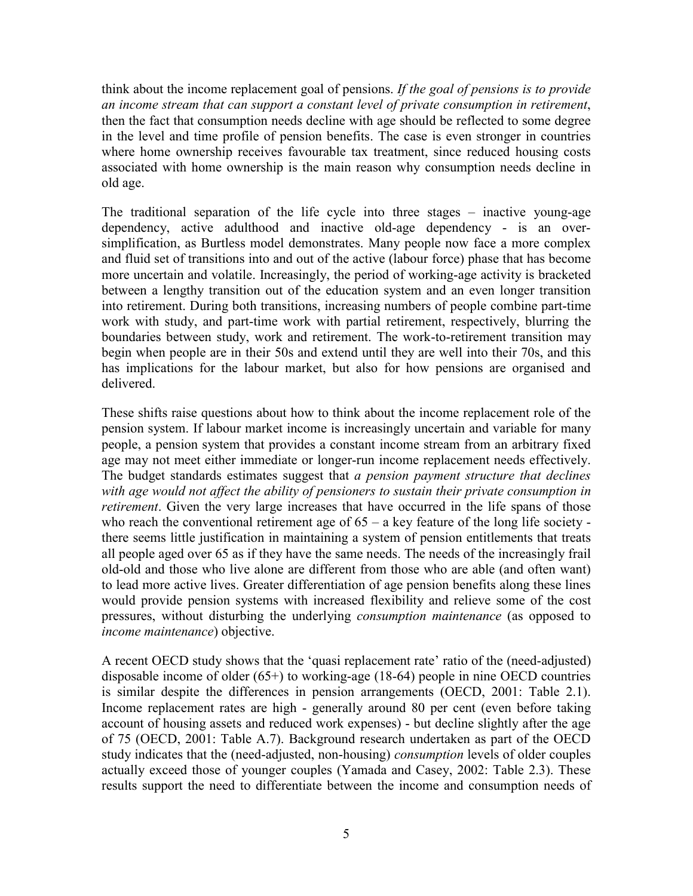think about the income replacement goal of pensions. *If the goal of pensions is to provide an income stream that can support a constant level of private consumption in retirement*, then the fact that consumption needs decline with age should be reflected to some degree in the level and time profile of pension benefits. The case is even stronger in countries where home ownership receives favourable tax treatment, since reduced housing costs associated with home ownership is the main reason why consumption needs decline in old age.

The traditional separation of the life cycle into three stages – inactive young-age dependency, active adulthood and inactive old-age dependency - is an over-simplification, as Burtless model demonstrates. Many people now face a more complex and fluid set of transitions into and out of the active (labour force) phase that has become more uncertain and volatile. Increasingly, the period of working-age activity is bracketed between a lengthy transition out of the education system and an even longer transition into retirement. During both transitions, increasing numbers of people combine part-time work with study, and part-time work with partial retirement, respectively, blurring the boundaries between study, work and retirement. The work-to-retirement transition may begin when people are in their 50s and extend until they are well into their 70s, and this has implications for the labour market, but also for how pensions are organised and delivered.

These shifts raise questions about how to think about the income replacement role of the pension system. If labour market income is increasingly uncertain and variable for many people, a pension system that provides a constant income stream from an arbitrary fixed age may not meet either immediate or longer-run income replacement needs effectively. The budget standards estimates suggest that *a pension payment structure that declines with age would not affect the ability of pensioners to sustain their private consumption in retirement*. Given the very large increases that have occurred in the life spans of those who reach the conventional retirement age of 65 – a key feature of the long life society - there seems little justification in maintaining a system of pension entitlements that treats all people aged over 65 as if they have the same needs. The needs of the increasingly frail old-old and those who live alone are different from those who are able (and often want) to lead more active lives. Greater differentiation of age pension benefits along these lines would provide pension systems with increased flexibility and relieve some of the cost pressures, without disturbing the underlying *consumption maintenance* (as opposed to *income maintenance*) objective.

A recent OECD study shows that the 'quasi replacement rate' ratio of the (need-adjusted) disposable income of older (65+) to working-age (18-64) people in nine OECD countries is similar despite the differences in pension arrangements (OECD, 2001: Table 2.1). Income replacement rates are high - generally around 80 per cent (even before taking account of housing assets and reduced work expenses) - but decline slightly after the age of 75 (OECD, 2001: Table A.7). Background research undertaken as part of the OECD study indicates that the (need-adjusted, non-housing) *consumption* levels of older couples actually exceed those of younger couples (Yamada and Casey, 2002: Table 2.3). These results support the need to differentiate between the income and consumption needs of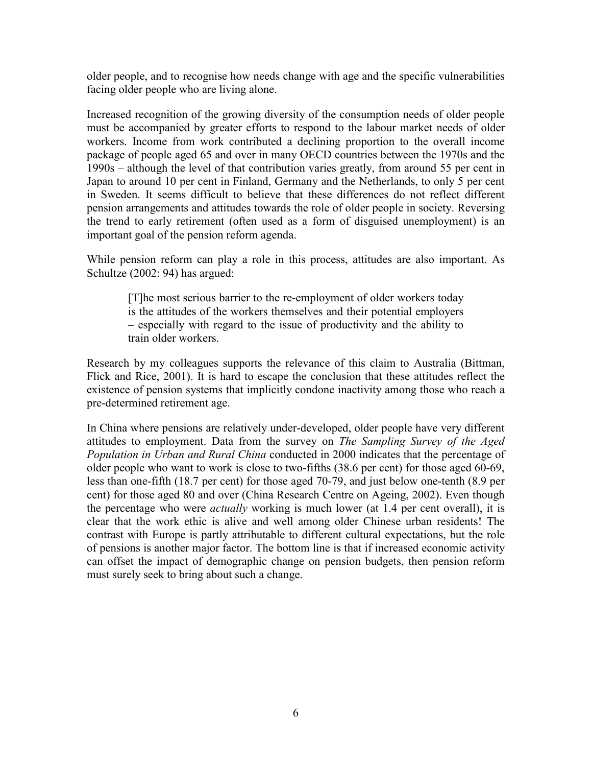older people, and to recognise how needs change with age and the specific vulnerabilities facing older people who are living alone.

Increased recognition of the growing diversity of the consumption needs of older people must be accompanied by greater efforts to respond to the labour market needs of older workers. Income from work contributed a declining proportion to the overall income package of people aged 65 and over in many OECD countries between the 1970s and the 1990s – although the level of that contribution varies greatly, from around 55 per cent in Japan to around 10 per cent in Finland, Germany and the Netherlands, to only 5 per cent in Sweden. It seems difficult to believe that these differences do not reflect different pension arrangements and attitudes towards the role of older people in society. Reversing the trend to early retirement (often used as a form of disguised unemployment) is an important goal of the pension reform agenda.

While pension reform can play a role in this process, attitudes are also important. As Schultze (2002: 94) has argued:

> [T]he most serious barrier to the re-employment of older workers today is the attitudes of the workers themselves and their potential employers – especially with regard to the issue of productivity and the ability to train older workers.

Research by my colleagues supports the relevance of this claim to Australia (Bittman, Flick and Rice, 2001). It is hard to escape the conclusion that these attitudes reflect the existence of pension systems that implicitly condone inactivity among those who reach a pre-determined retirement age.

In China where pensions are relatively under-developed, older people have very different attitudes to employment. Data from the survey on *The Sampling Survey of the Aged Population in Urban and Rural China* conducted in 2000 indicates that the percentage of older people who want to work is close to two-fifths (38.6 per cent) for those aged 60-69, less than one-fifth (18.7 per cent) for those aged 70-79, and just below one-tenth (8.9 per cent) for those aged 80 and over (China Research Centre on Ageing, 2002). Even though the percentage who were *actually* working is much lower (at 1.4 per cent overall), it is clear that the work ethic is alive and well among older Chinese urban residents! The contrast with Europe is partly attributable to different cultural expectations, but the role of pensions is another major factor. The bottom line is that if increased economic activity can offset the impact of demographic change on pension budgets, then pension reform must surely seek to bring about such a change.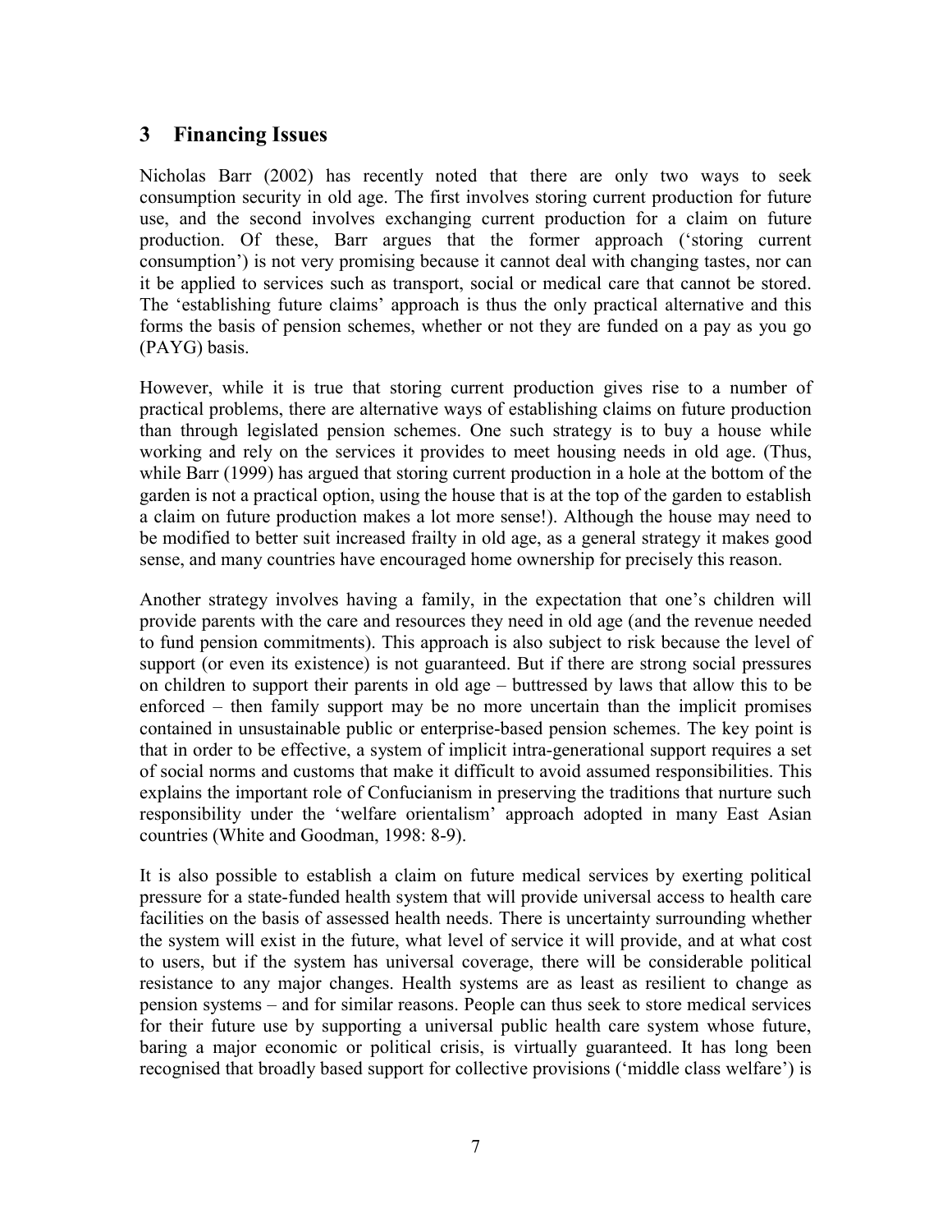## 3 Financing Issues

Nicholas Barr (2002) has recently noted that there are only two ways to seek consumption security in old age. The first involves storing current production for future use, and the second involves exchanging current production for a claim on future production. Of these, Barr argues that the former approach ('storing current consumption') is not very promising because it cannot deal with changing tastes, nor can it be applied to services such as transport, social or medical care that cannot be stored. The 'establishing future claims' approach is thus the only practical alternative and this forms the basis of pension schemes, whether or not they are funded on a pay as you go (PAYG) basis.

However, while it is true that storing current production gives rise to a number of practical problems, there are alternative ways of establishing claims on future production than through legislated pension schemes. One such strategy is to buy a house while working and rely on the services it provides to meet housing needs in old age. (Thus, while Barr (1999) has argued that storing current production in a hole at the bottom of the garden is not a practical option, using the house that is at the top of the garden to establish a claim on future production makes a lot more sense!). Although the house may need to be modified to better suit increased frailty in old age, as a general strategy it makes good sense, and many countries have encouraged home ownership for precisely this reason.

Another strategy involves having a family, in the expectation that one's children will provide parents with the care and resources they need in old age (and the revenue needed to fund pension commitments). This approach is also subject to risk because the level of support (or even its existence) is not guaranteed. But if there are strong social pressures on children to support their parents in old age – buttressed by laws that allow this to be enforced – then family support may be no more uncertain than the implicit promises contained in unsustainable public or enterprise-based pension schemes. The key point is that in order to be effective, a system of implicit intra-generational support requires a set of social norms and customs that make it difficult to avoid assumed responsibilities. This explains the important role of Confucianism in preserving the traditions that nurture such responsibility under the 'welfare orientalism' approach adopted in many East Asian countries (White and Goodman, 1998: 8-9).

It is also possible to establish a claim on future medical services by exerting political pressure for a state-funded health system that will provide universal access to health care facilities on the basis of assessed health needs. There is uncertainty surrounding whether the system will exist in the future, what level of service it will provide, and at what cost to users, but if the system has universal coverage, there will be considerable political resistance to any major changes. Health systems are as least as resilient to change as pension systems – and for similar reasons. People can thus seek to store medical services for their future use by supporting a universal public health care system whose future, baring a major economic or political crisis, is virtually guaranteed. It has long been recognised that broadly based support for collective provisions ('middle class welfare') is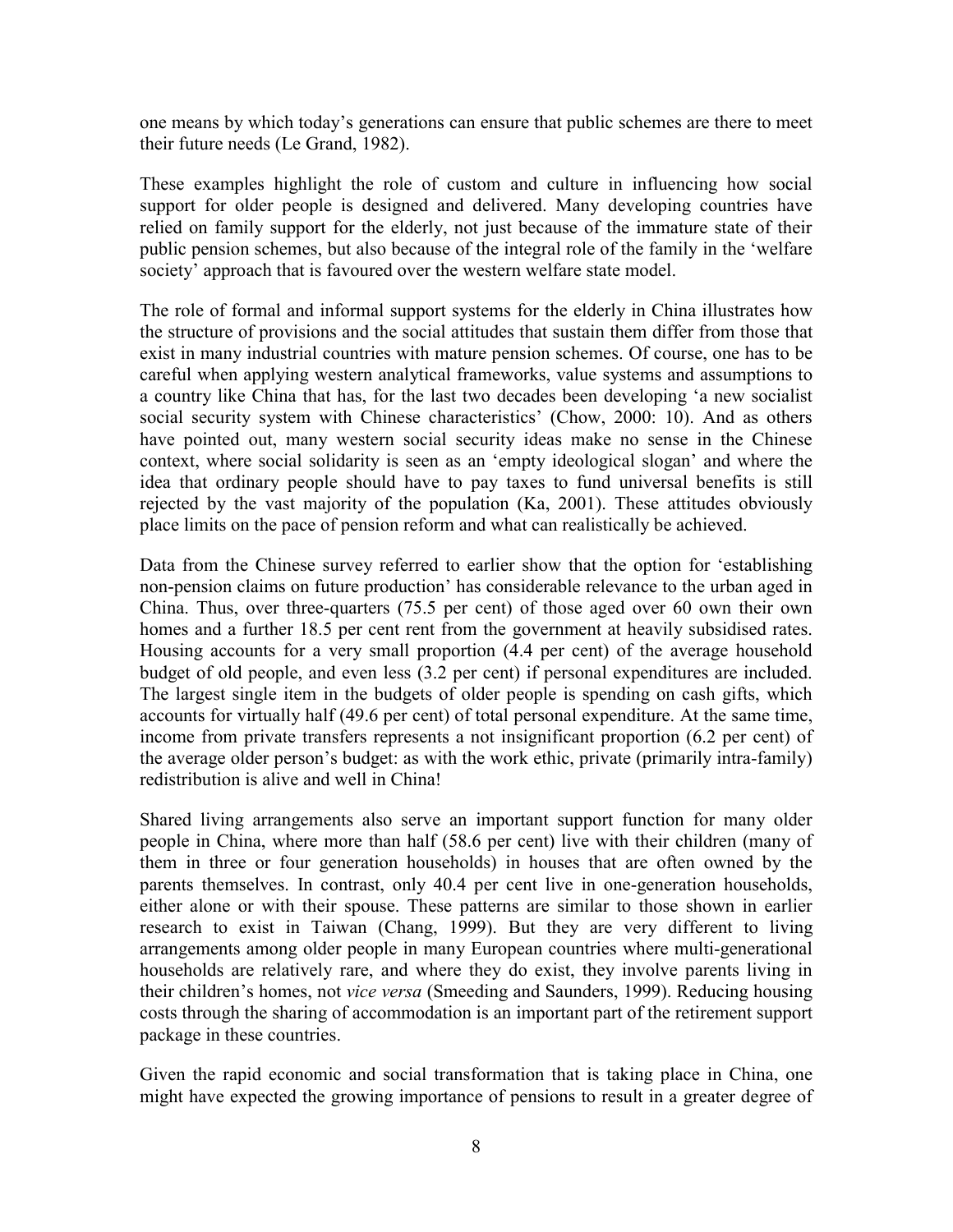one means by which today's generations can ensure that public schemes are there to meet their future needs (Le Grand, 1982).

These examples highlight the role of custom and culture in influencing how social support for older people is designed and delivered. Many developing countries have relied on family support for the elderly, not just because of the immature state of their public pension schemes, but also because of the integral role of the family in the 'welfare society' approach that is favoured over the western welfare state model.

The role of formal and informal support systems for the elderly in China illustrates how the structure of provisions and the social attitudes that sustain them differ from those that exist in many industrial countries with mature pension schemes. Of course, one has to be careful when applying western analytical frameworks, value systems and assumptions to a country like China that has, for the last two decades been developing 'a new socialist social security system with Chinese characteristics' (Chow, 2000: 10). And as others have pointed out, many western social security ideas make no sense in the Chinese context, where social solidarity is seen as an 'empty ideological slogan' and where the idea that ordinary people should have to pay taxes to fund universal benefits is still rejected by the vast majority of the population (Ka, 2001). These attitudes obviously place limits on the pace of pension reform and what can realistically be achieved.

Data from the Chinese survey referred to earlier show that the option for 'establishing non-pension claims on future production' has considerable relevance to the urban aged in China. Thus, over three-quarters (75.5 per cent) of those aged over 60 own their own homes and a further 18.5 per cent rent from the government at heavily subsidised rates. Housing accounts for a very small proportion (4.4 per cent) of the average household budget of old people, and even less (3.2 per cent) if personal expenditures are included. The largest single item in the budgets of older people is spending on cash gifts, which accounts for virtually half (49.6 per cent) of total personal expenditure. At the same time, income from private transfers represents a not insignificant proportion (6.2 per cent) of the average older person's budget: as with the work ethic, private (primarily intra-family) redistribution is alive and well in China!

Shared living arrangements also serve an important support function for many older people in China, where more than half (58.6 per cent) live with their children (many of them in three or four generation households) in houses that are often owned by the parents themselves. In contrast, only 40.4 per cent live in one-generation households, either alone or with their spouse. These patterns are similar to those shown in earlier research to exist in Taiwan (Chang, 1999). But they are very different to living arrangements among older people in many European countries where multi-generational households are relatively rare, and where they do exist, they involve parents living in their children's homes, not *vice versa* (Smeeding and Saunders, 1999). Reducing housing costs through the sharing of accommodation is an important part of the retirement support package in these countries.

Given the rapid economic and social transformation that is taking place in China, one might have expected the growing importance of pensions to result in a greater degree of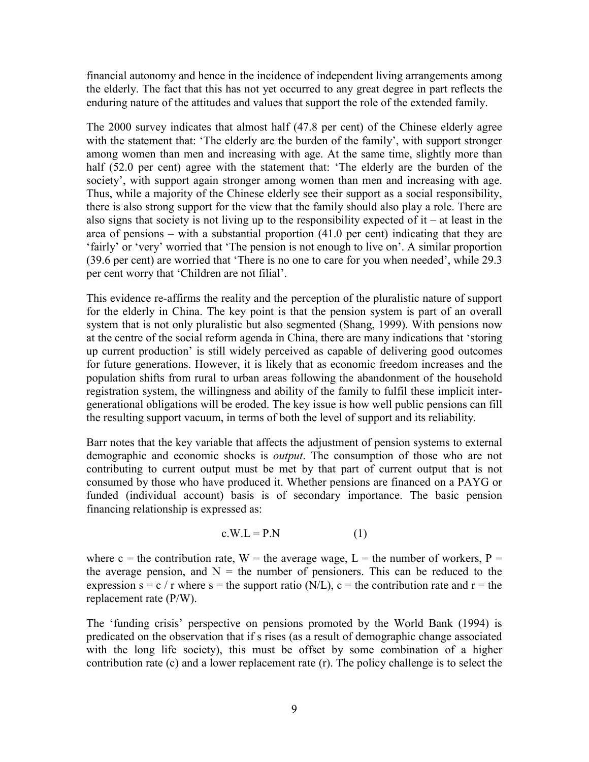financial autonomy and hence in the incidence of independent living arrangements among the elderly. The fact that this has not yet occurred to any great degree in part reflects the enduring nature of the attitudes and values that support the role of the extended family.

The 2000 survey indicates that almost half (47.8 per cent) of the Chinese elderly agree with the statement that: 'The elderly are the burden of the family', with support stronger among women than men and increasing with age. At the same time, slightly more than half (52.0 per cent) agree with the statement that: 'The elderly are the burden of the society', with support again stronger among women than men and increasing with age. Thus, while a majority of the Chinese elderly see their support as a social responsibility, there is also strong support for the view that the family should also play a role. There are also signs that society is not living up to the responsibility expected of it – at least in the area of pensions – with a substantial proportion (41.0 per cent) indicating that they are 'fairly' or 'very' worried that 'The pension is not enough to live on'. A similar proportion (39.6 per cent) are worried that 'There is no one to care for you when needed', while 29.3 per cent worry that 'Children are not filial'.

This evidence re-affirms the reality and the perception of the pluralistic nature of support for the elderly in China. The key point is that the pension system is part of an overall system that is not only pluralistic but also segmented (Shang, 1999). With pensions now at the centre of the social reform agenda in China, there are many indications that 'storing up current production' is still widely perceived as capable of delivering good outcomes for future generations. However, it is likely that as economic freedom increases and the population shifts from rural to urban areas following the abandonment of the household registration system, the willingness and ability of the family to fulfil these implicit inter-generational obligations will be eroded. The key issue is how well public pensions can fill the resulting support vacuum, in terms of both the level of support and its reliability.

Barr notes that the key variable that affects the adjustment of pension systems to external demographic and economic shocks is *output*. The consumption of those who are not contributing to current output must be met by that part of current output that is not consumed by those who have produced it. Whether pensions are financed on a PAYG or funded (individual account) basis is of secondary importance. The basic pension financing relationship is expressed as:

$$c.W.L = P.N \qquad (1)$$

where $c$ = the contribution rate, $W$ = the average wage, $L$ = the number of workers, $P$ = the average pension, and $N$ = the number of pensioners. This can be reduced to the expression $s = c / r$ where $s$ = the support ratio ($N/L$), $c$ = the contribution rate and $r$ = the replacement rate ($P/W$).

The 'funding crisis' perspective on pensions promoted by the World Bank (1994) is predicated on the observation that if $s$ rises (as a result of demographic change associated with the long life society), this must be offset by some combination of a higher contribution rate ($c$) and a lower replacement rate ($r$). The policy challenge is to select the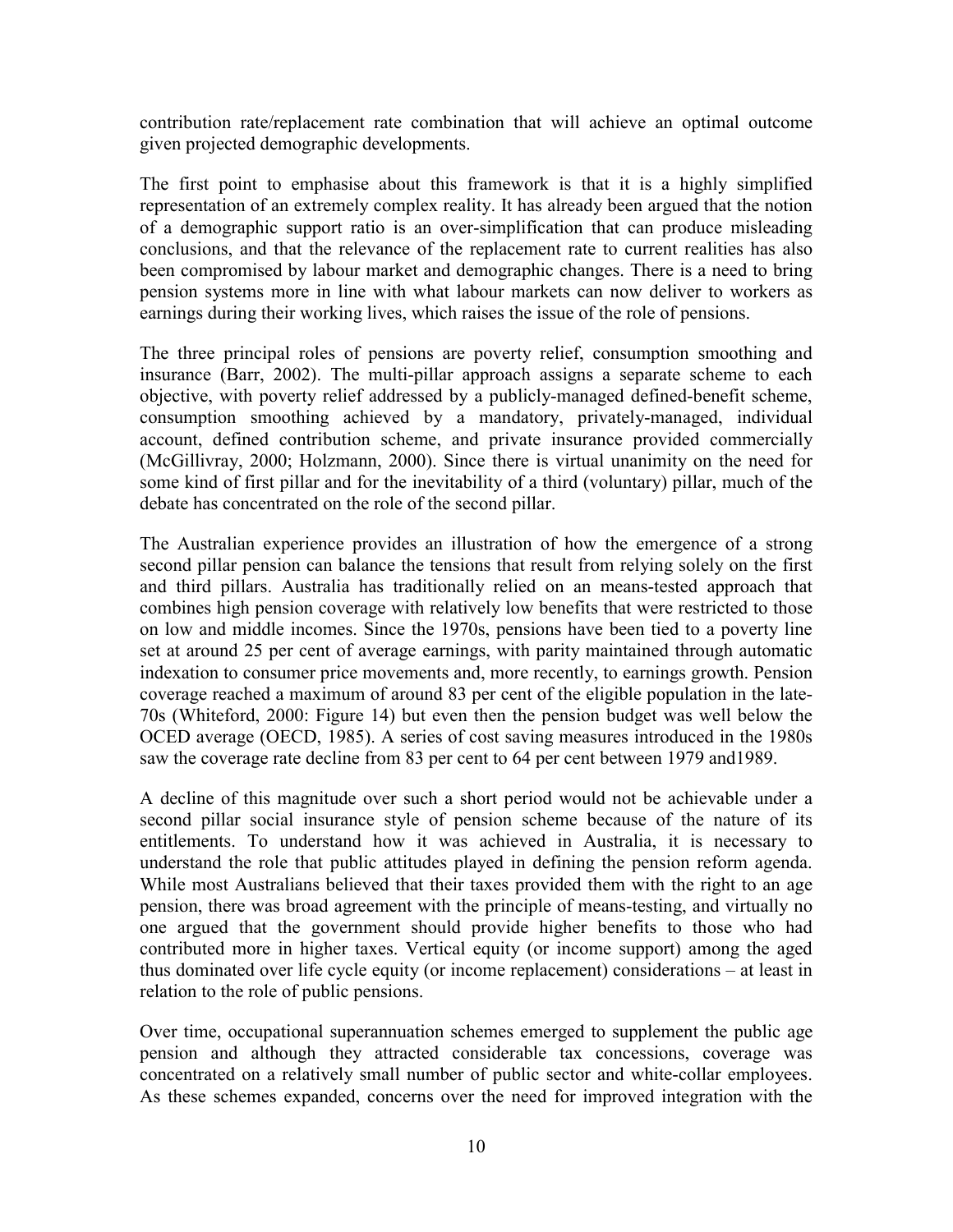contribution rate/replacement rate combination that will achieve an optimal outcome given projected demographic developments.

The first point to emphasise about this framework is that it is a highly simplified representation of an extremely complex reality. It has already been argued that the notion of a demographic support ratio is an over-simplification that can produce misleading conclusions, and that the relevance of the replacement rate to current realities has also been compromised by labour market and demographic changes. There is a need to bring pension systems more in line with what labour markets can now deliver to workers as earnings during their working lives, which raises the issue of the role of pensions.

The three principal roles of pensions are poverty relief, consumption smoothing and insurance (Barr, 2002). The multi-pillar approach assigns a separate scheme to each objective, with poverty relief addressed by a publicly-managed defined-benefit scheme, consumption smoothing achieved by a mandatory, privately-managed, individual account, defined contribution scheme, and private insurance provided commercially (McGillivray, 2000; Holzmann, 2000). Since there is virtual unanimity on the need for some kind of first pillar and for the inevitability of a third (voluntary) pillar, much of the debate has concentrated on the role of the second pillar.

The Australian experience provides an illustration of how the emergence of a strong second pillar pension can balance the tensions that result from relying solely on the first and third pillars. Australia has traditionally relied on an means-tested approach that combines high pension coverage with relatively low benefits that were restricted to those on low and middle incomes. Since the 1970s, pensions have been tied to a poverty line set at around 25 per cent of average earnings, with parity maintained through automatic indexation to consumer price movements and, more recently, to earnings growth. Pension coverage reached a maximum of around 83 per cent of the eligible population in the late-70s (Whiteford, 2000: Figure 14) but even then the pension budget was well below the OCED average (OECD, 1985). A series of cost saving measures introduced in the 1980s saw the coverage rate decline from 83 per cent to 64 per cent between 1979 and1989.

A decline of this magnitude over such a short period would not be achievable under a second pillar social insurance style of pension scheme because of the nature of its entitlements. To understand how it was achieved in Australia, it is necessary to understand the role that public attitudes played in defining the pension reform agenda. While most Australians believed that their taxes provided them with the right to an age pension, there was broad agreement with the principle of means-testing, and virtually no one argued that the government should provide higher benefits to those who had contributed more in higher taxes. Vertical equity (or income support) among the aged thus dominated over life cycle equity (or income replacement) considerations – at least in relation to the role of public pensions.

Over time, occupational superannuation schemes emerged to supplement the public age pension and although they attracted considerable tax concessions, coverage was concentrated on a relatively small number of public sector and white-collar employees. As these schemes expanded, concerns over the need for improved integration with the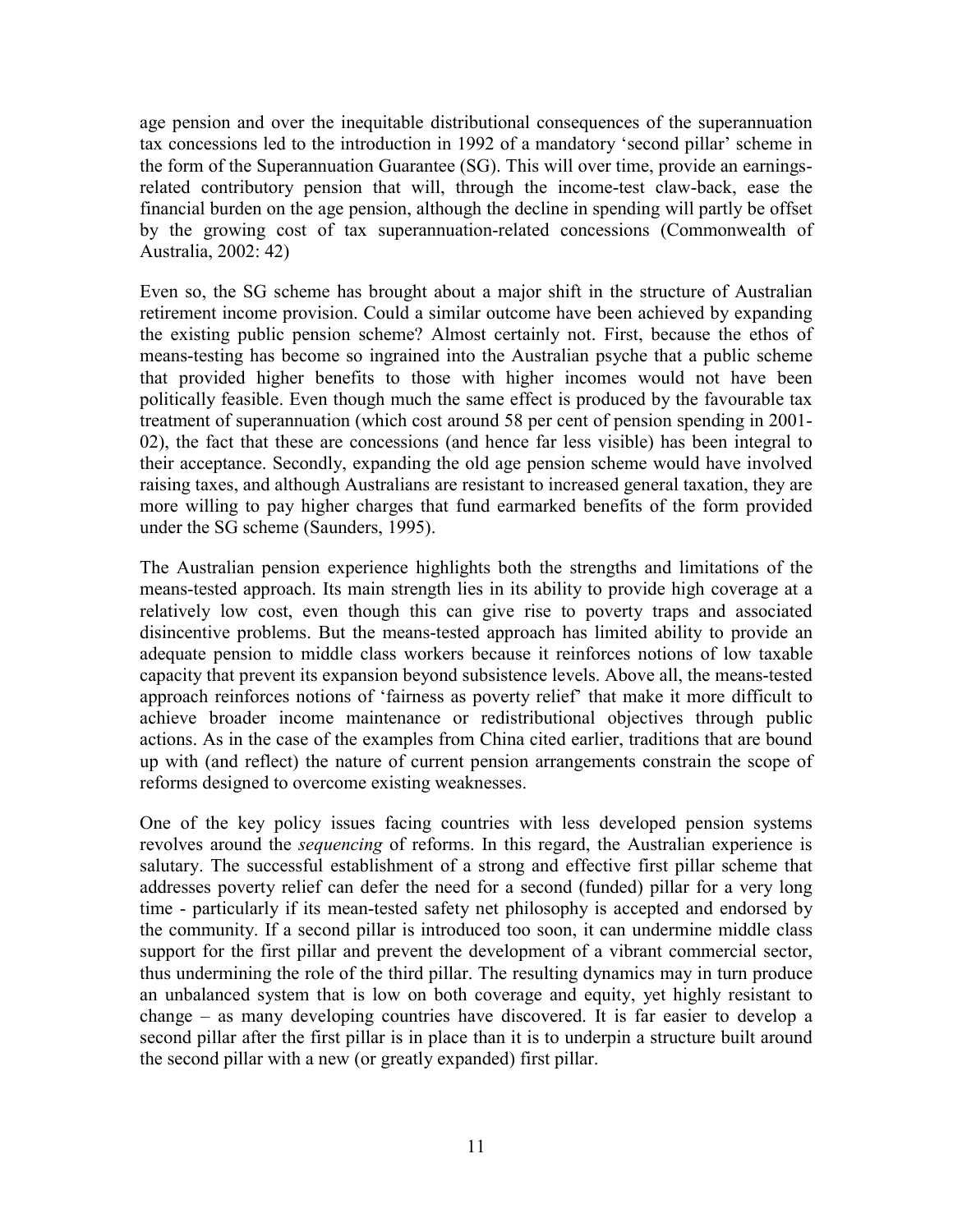age pension and over the inequitable distributional consequences of the superannuation tax concessions led to the introduction in 1992 of a mandatory 'second pillar' scheme in the form of the Superannuation Guarantee (SG). This will over time, provide an earnings-related contributory pension that will, through the income-test claw-back, ease the financial burden on the age pension, although the decline in spending will partly be offset by the growing cost of tax superannuation-related concessions (Commonwealth of Australia, 2002: 42)

Even so, the SG scheme has brought about a major shift in the structure of Australian retirement income provision. Could a similar outcome have been achieved by expanding the existing public pension scheme? Almost certainly not. First, because the ethos of means-testing has become so ingrained into the Australian psyche that a public scheme that provided higher benefits to those with higher incomes would not have been politically feasible. Even though much the same effect is produced by the favourable tax treatment of superannuation (which cost around 58 per cent of pension spending in 2001-02), the fact that these are concessions (and hence far less visible) has been integral to their acceptance. Secondly, expanding the old age pension scheme would have involved raising taxes, and although Australians are resistant to increased general taxation, they are more willing to pay higher charges that fund earmarked benefits of the form provided under the SG scheme (Saunders, 1995).

The Australian pension experience highlights both the strengths and limitations of the means-tested approach. Its main strength lies in its ability to provide high coverage at a relatively low cost, even though this can give rise to poverty traps and associated disincentive problems. But the means-tested approach has limited ability to provide an adequate pension to middle class workers because it reinforces notions of low taxable capacity that prevent its expansion beyond subsistence levels. Above all, the means-tested approach reinforces notions of 'fairness as poverty relief' that make it more difficult to achieve broader income maintenance or redistributional objectives through public actions. As in the case of the examples from China cited earlier, traditions that are bound up with (and reflect) the nature of current pension arrangements constrain the scope of reforms designed to overcome existing weaknesses.

One of the key policy issues facing countries with less developed pension systems revolves around the *sequencing* of reforms. In this regard, the Australian experience is salutary. The successful establishment of a strong and effective first pillar scheme that addresses poverty relief can defer the need for a second (funded) pillar for a very long time - particularly if its mean-tested safety net philosophy is accepted and endorsed by the community. If a second pillar is introduced too soon, it can undermine middle class support for the first pillar and prevent the development of a vibrant commercial sector, thus undermining the role of the third pillar. The resulting dynamics may in turn produce an unbalanced system that is low on both coverage and equity, yet highly resistant to change – as many developing countries have discovered. It is far easier to develop a second pillar after the first pillar is in place than it is to underpin a structure built around the second pillar with a new (or greatly expanded) first pillar.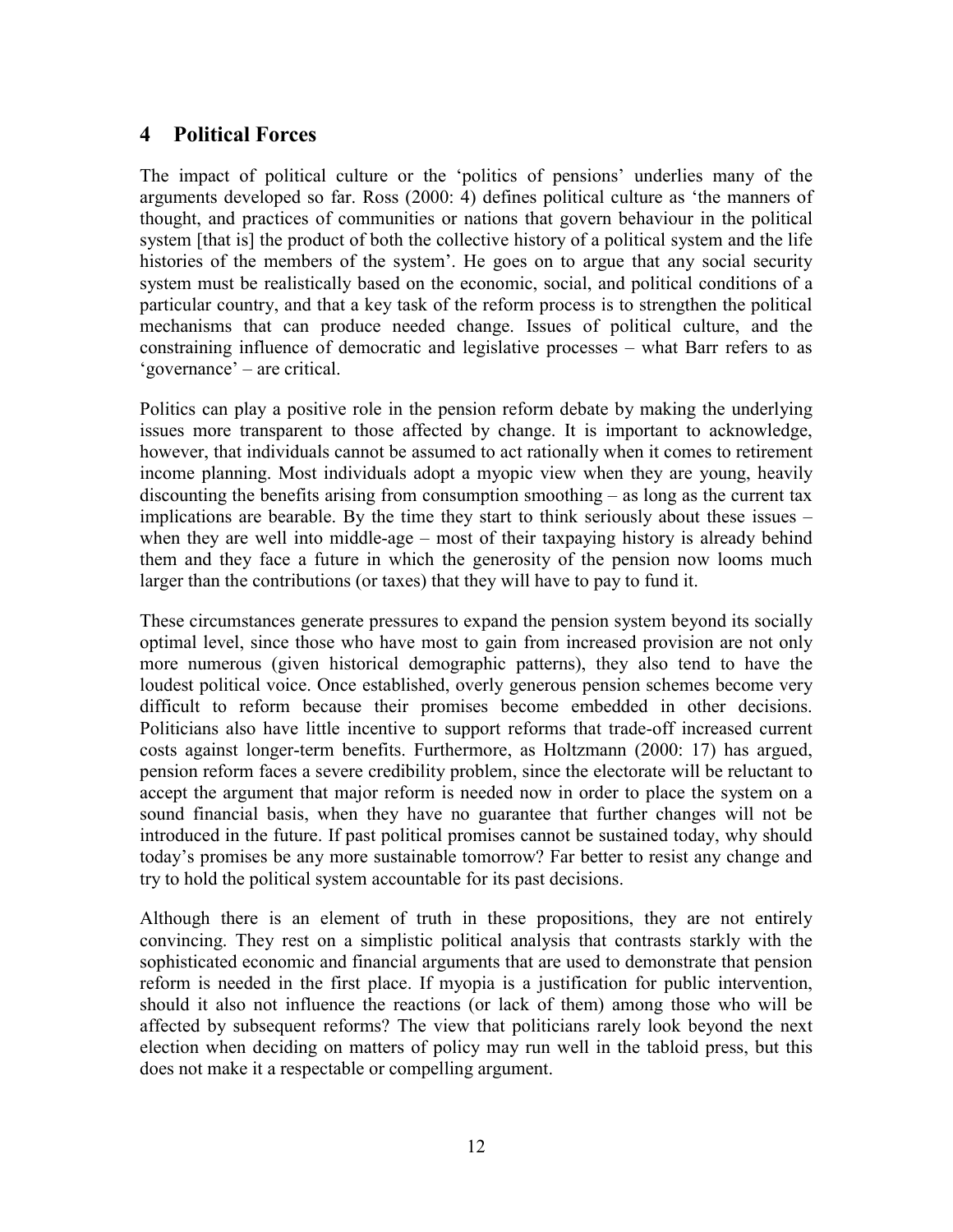## 4 Political Forces

The impact of political culture or the 'politics of pensions' underlies many of the arguments developed so far. Ross (2000: 4) defines political culture as 'the manners of thought, and practices of communities or nations that govern behaviour in the political system [that is] the product of both the collective history of a political system and the life histories of the members of the system'. He goes on to argue that any social security system must be realistically based on the economic, social, and political conditions of a particular country, and that a key task of the reform process is to strengthen the political mechanisms that can produce needed change. Issues of political culture, and the constraining influence of democratic and legislative processes – what Barr refers to as 'governance' – are critical.

Politics can play a positive role in the pension reform debate by making the underlying issues more transparent to those affected by change. It is important to acknowledge, however, that individuals cannot be assumed to act rationally when it comes to retirement income planning. Most individuals adopt a myopic view when they are young, heavily discounting the benefits arising from consumption smoothing – as long as the current tax implications are bearable. By the time they start to think seriously about these issues – when they are well into middle-age – most of their taxpaying history is already behind them and they face a future in which the generosity of the pension now looms much larger than the contributions (or taxes) that they will have to pay to fund it.

These circumstances generate pressures to expand the pension system beyond its socially optimal level, since those who have most to gain from increased provision are not only more numerous (given historical demographic patterns), they also tend to have the loudest political voice. Once established, overly generous pension schemes become very difficult to reform because their promises become embedded in other decisions. Politicians also have little incentive to support reforms that trade-off increased current costs against longer-term benefits. Furthermore, as Holtzmann (2000: 17) has argued, pension reform faces a severe credibility problem, since the electorate will be reluctant to accept the argument that major reform is needed now in order to place the system on a sound financial basis, when they have no guarantee that further changes will not be introduced in the future. If past political promises cannot be sustained today, why should today's promises be any more sustainable tomorrow? Far better to resist any change and try to hold the political system accountable for its past decisions.

Although there is an element of truth in these propositions, they are not entirely convincing. They rest on a simplistic political analysis that contrasts starkly with the sophisticated economic and financial arguments that are used to demonstrate that pension reform is needed in the first place. If myopia is a justification for public intervention, should it also not influence the reactions (or lack of them) among those who will be affected by subsequent reforms? The view that politicians rarely look beyond the next election when deciding on matters of policy may run well in the tabloid press, but this does not make it a respectable or compelling argument.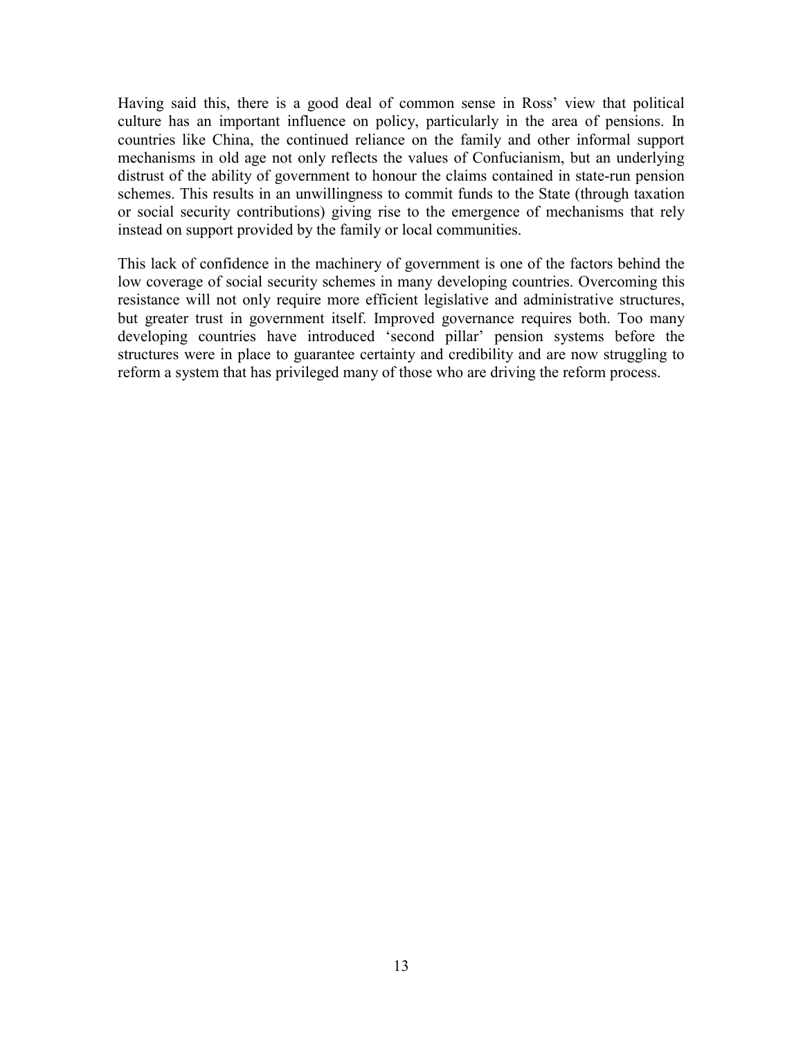Having said this, there is a good deal of common sense in Ross' view that political culture has an important influence on policy, particularly in the area of pensions. In countries like China, the continued reliance on the family and other informal support mechanisms in old age not only reflects the values of Confucianism, but an underlying distrust of the ability of government to honour the claims contained in state-run pension schemes. This results in an unwillingness to commit funds to the State (through taxation or social security contributions) giving rise to the emergence of mechanisms that rely instead on support provided by the family or local communities.

This lack of confidence in the machinery of government is one of the factors behind the low coverage of social security schemes in many developing countries. Overcoming this resistance will not only require more efficient legislative and administrative structures, but greater trust in government itself. Improved governance requires both. Too many developing countries have introduced 'second pillar' pension systems before the structures were in place to guarantee certainty and credibility and are now struggling to reform a system that has privileged many of those who are driving the reform process.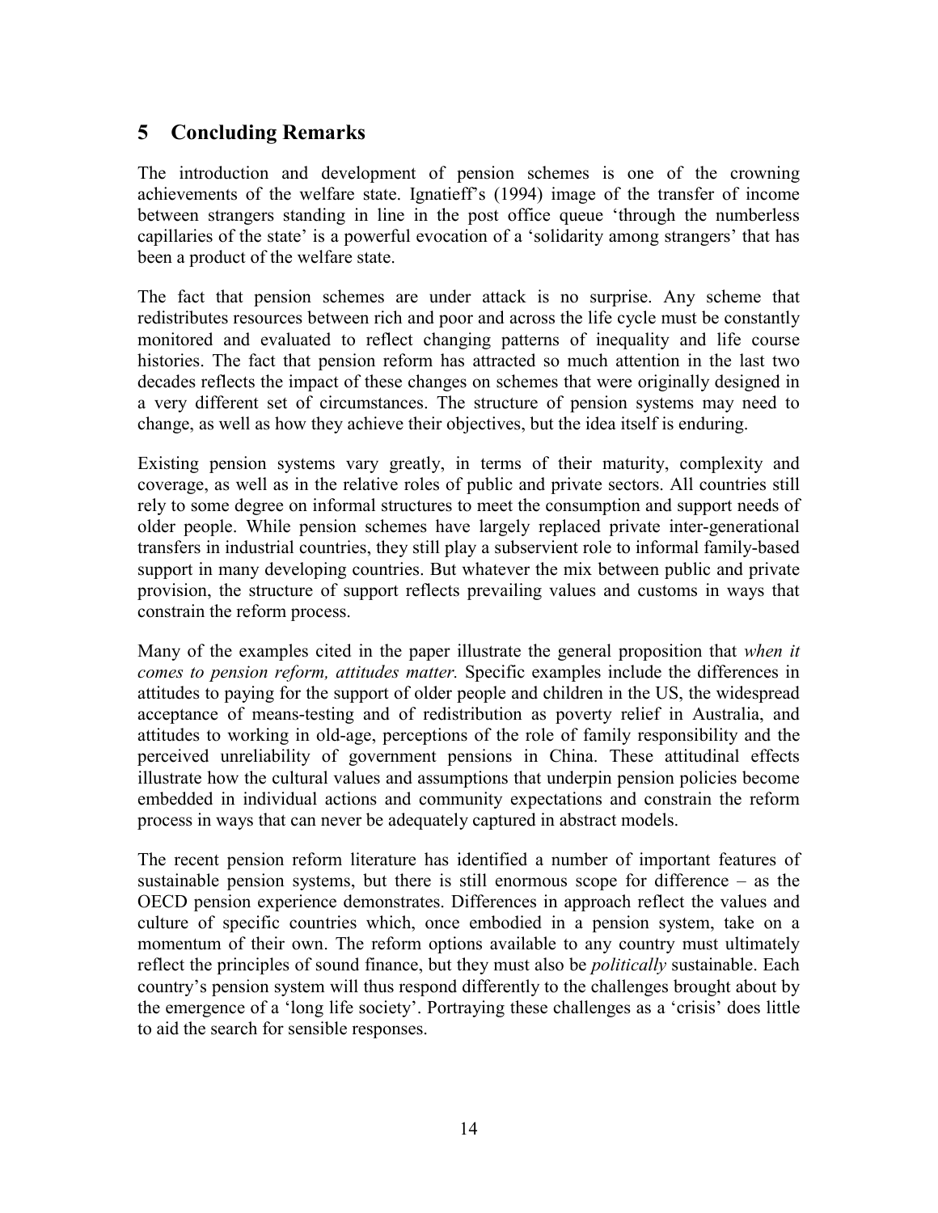## 5 Concluding Remarks

The introduction and development of pension schemes is one of the crowning achievements of the welfare state. Ignatieff's (1994) image of the transfer of income between strangers standing in line in the post office queue 'through the numberless capillaries of the state' is a powerful evocation of a 'solidarity among strangers' that has been a product of the welfare state.

The fact that pension schemes are under attack is no surprise. Any scheme that redistributes resources between rich and poor and across the life cycle must be constantly monitored and evaluated to reflect changing patterns of inequality and life course histories. The fact that pension reform has attracted so much attention in the last two decades reflects the impact of these changes on schemes that were originally designed in a very different set of circumstances. The structure of pension systems may need to change, as well as how they achieve their objectives, but the idea itself is enduring.

Existing pension systems vary greatly, in terms of their maturity, complexity and coverage, as well as in the relative roles of public and private sectors. All countries still rely to some degree on informal structures to meet the consumption and support needs of older people. While pension schemes have largely replaced private inter-generational transfers in industrial countries, they still play a subservient role to informal family-based support in many developing countries. But whatever the mix between public and private provision, the structure of support reflects prevailing values and customs in ways that constrain the reform process.

Many of the examples cited in the paper illustrate the general proposition that *when it comes to pension reform, attitudes matter.* Specific examples include the differences in attitudes to paying for the support of older people and children in the US, the widespread acceptance of means-testing and of redistribution as poverty relief in Australia, and attitudes to working in old-age, perceptions of the role of family responsibility and the perceived unreliability of government pensions in China. These attitudinal effects illustrate how the cultural values and assumptions that underpin pension policies become embedded in individual actions and community expectations and constrain the reform process in ways that can never be adequately captured in abstract models.

The recent pension reform literature has identified a number of important features of sustainable pension systems, but there is still enormous scope for difference – as the OECD pension experience demonstrates. Differences in approach reflect the values and culture of specific countries which, once embodied in a pension system, take on a momentum of their own. The reform options available to any country must ultimately reflect the principles of sound finance, but they must also be *politically* sustainable. Each country's pension system will thus respond differently to the challenges brought about by the emergence of a 'long life society'. Portraying these challenges as a 'crisis' does little to aid the search for sensible responses.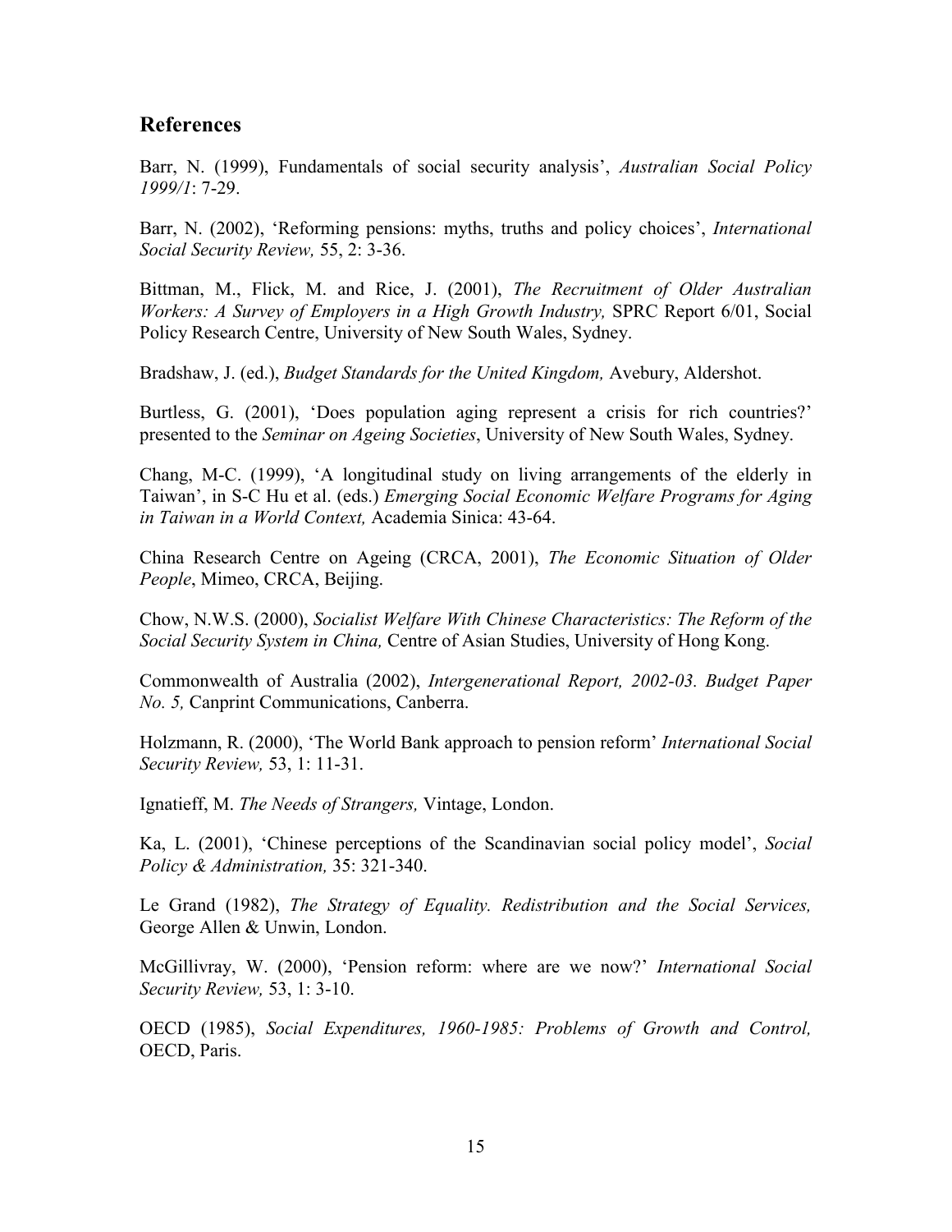## References

Barr, N. (1999), Fundamentals of social security analysis', *Australian Social Policy 1999/1*: 7-29.

Barr, N. (2002), 'Reforming pensions: myths, truths and policy choices', *International Social Security Review,* 55, 2: 3-36.

Bittman, M., Flick, M. and Rice, J. (2001), *The Recruitment of Older Australian Workers: A Survey of Employers in a High Growth Industry,* SPRC Report 6/01, Social Policy Research Centre, University of New South Wales, Sydney.

Bradshaw, J. (ed.), *Budget Standards for the United Kingdom,* Avebury, Aldershot.

Burtless, G. (2001), 'Does population aging represent a crisis for rich countries?' presented to the *Seminar on Ageing Societies*, University of New South Wales, Sydney.

Chang, M-C. (1999), 'A longitudinal study on living arrangements of the elderly in Taiwan', in S-C Hu et al. (eds.) *Emerging Social Economic Welfare Programs for Aging in Taiwan in a World Context,* Academia Sinica: 43-64.

China Research Centre on Ageing (CRCA, 2001), *The Economic Situation of Older People*, Mimeo, CRCA, Beijing.

Chow, N.W.S. (2000), *Socialist Welfare With Chinese Characteristics: The Reform of the Social Security System in China,* Centre of Asian Studies, University of Hong Kong.

Commonwealth of Australia (2002), *Intergenerational Report, 2002-03. Budget Paper No. 5,* Canprint Communications, Canberra.

Holzmann, R. (2000), 'The World Bank approach to pension reform' *International Social Security Review,* 53, 1: 11-31.

Ignatieff, M. *The Needs of Strangers,* Vintage, London.

Ka, L. (2001), 'Chinese perceptions of the Scandinavian social policy model', *Social Policy & Administration,* 35: 321-340.

Le Grand (1982), *The Strategy of Equality. Redistribution and the Social Services,* George Allen & Unwin, London.

McGillivray, W. (2000), 'Pension reform: where are we now?' *International Social Security Review,* 53, 1: 3-10.

OECD (1985), *Social Expenditures, 1960-1985: Problems of Growth and Control,* OECD, Paris.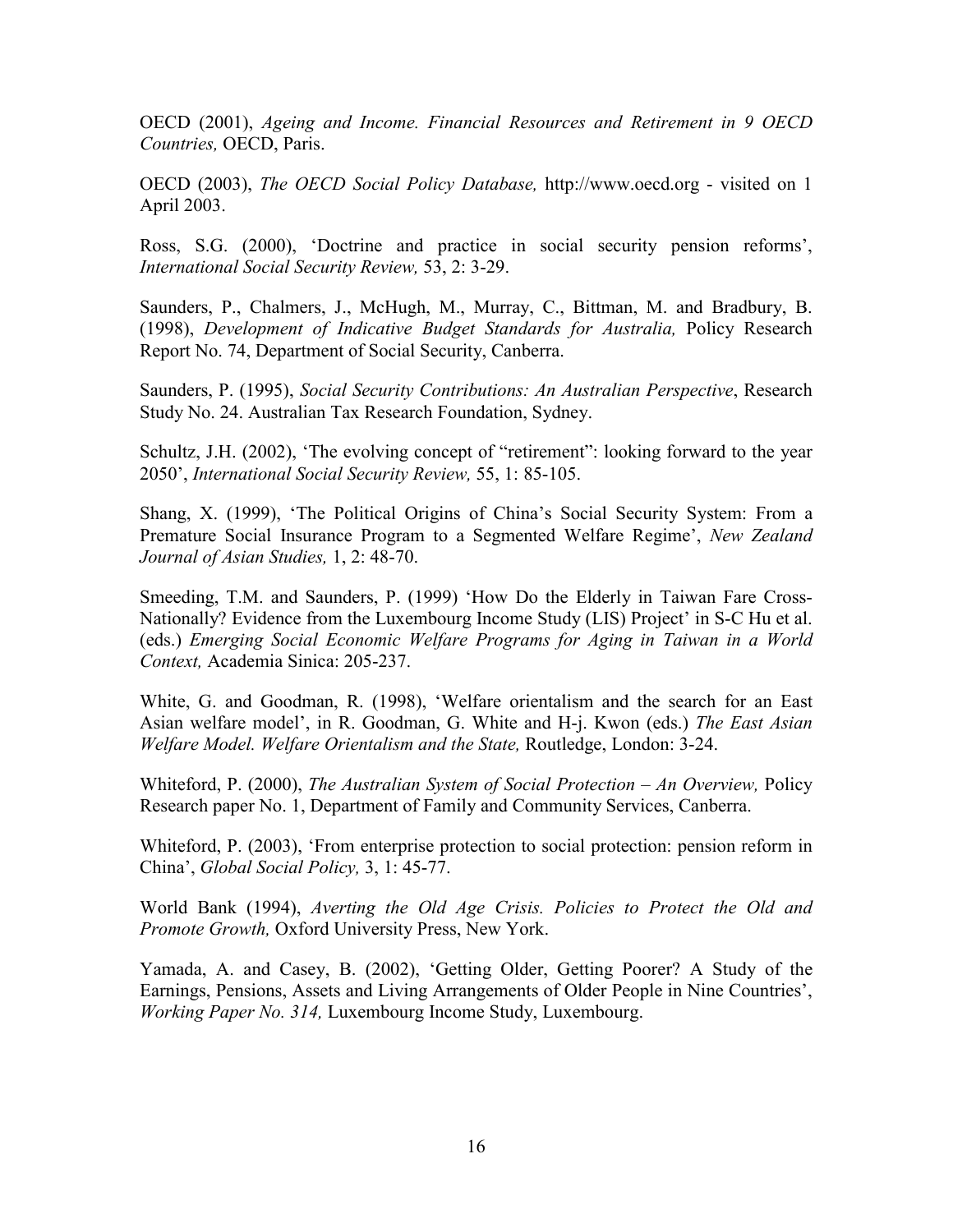OECD (2001), *Ageing and Income. Financial Resources and Retirement in 9 OECD Countries,* OECD, Paris.

OECD (2003), *The OECD Social Policy Database,* http://www.oecd.org - visited on 1 April 2003.

Ross, S.G. (2000), 'Doctrine and practice in social security pension reforms', *International Social Security Review,* 53, 2: 3-29.

Saunders, P., Chalmers, J., McHugh, M., Murray, C., Bittman, M. and Bradbury, B. (1998), *Development of Indicative Budget Standards for Australia,* Policy Research Report No. 74, Department of Social Security, Canberra.

Saunders, P. (1995), *Social Security Contributions: An Australian Perspective*, Research Study No. 24. Australian Tax Research Foundation, Sydney.

Schultz, J.H. (2002), 'The evolving concept of "retirement": looking forward to the year 2050', *International Social Security Review,* 55, 1: 85-105.

Shang, X. (1999), 'The Political Origins of China's Social Security System: From a Premature Social Insurance Program to a Segmented Welfare Regime', *New Zealand Journal of Asian Studies,* 1, 2: 48-70.

Smeeding, T.M. and Saunders, P. (1999) 'How Do the Elderly in Taiwan Fare Cross-Nationally? Evidence from the Luxembourg Income Study (LIS) Project' in S-C Hu et al. (eds.) *Emerging Social Economic Welfare Programs for Aging in Taiwan in a World Context,* Academia Sinica: 205-237.

White, G. and Goodman, R. (1998), 'Welfare orientalism and the search for an East Asian welfare model', in R. Goodman, G. White and H-j. Kwon (eds.) *The East Asian Welfare Model. Welfare Orientalism and the State,* Routledge, London: 3-24.

Whiteford, P. (2000), *The Australian System of Social Protection – An Overview,* Policy Research paper No. 1, Department of Family and Community Services, Canberra.

Whiteford, P. (2003), 'From enterprise protection to social protection: pension reform in China', *Global Social Policy,* 3, 1: 45-77.

World Bank (1994), *Averting the Old Age Crisis. Policies to Protect the Old and Promote Growth,* Oxford University Press, New York.

Yamada, A. and Casey, B. (2002), 'Getting Older, Getting Poorer? A Study of the Earnings, Pensions, Assets and Living Arrangements of Older People in Nine Countries', *Working Paper No. 314,* Luxembourg Income Study, Luxembourg.